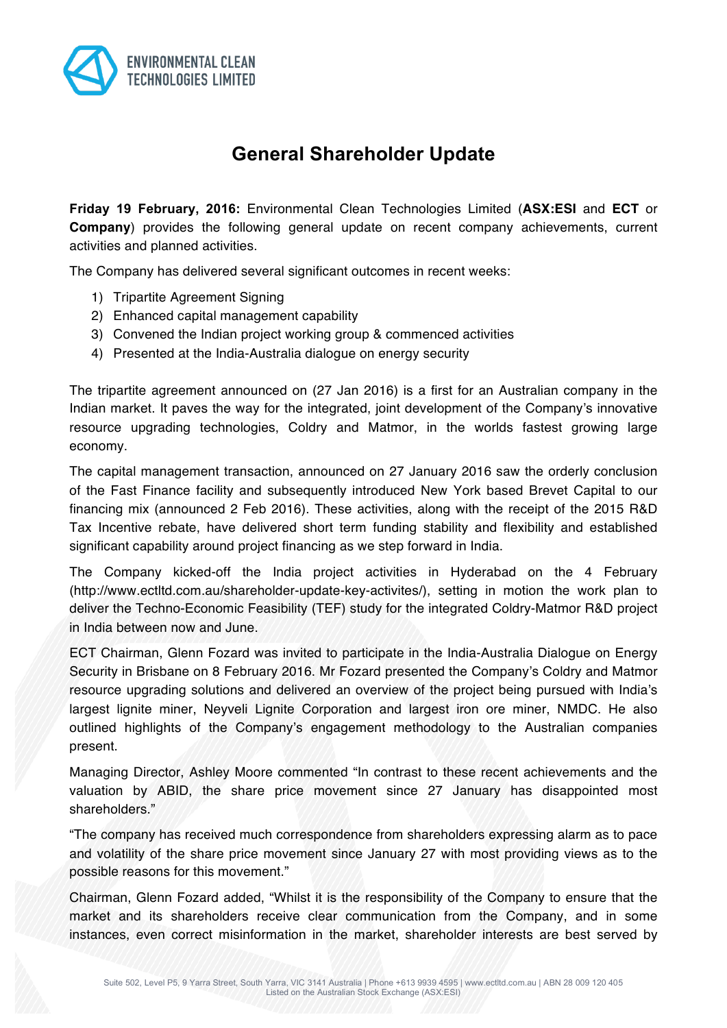# General Shareholder Update

**Friday 19 February, 2016:** Environmental Clean Technologies Limited (**ASX:ESI** and **ECT** or **Company**) provides the following general update on recent company achievements, current activities and planned activities.

The Company has delivered several significant outcomes in recent weeks:

1) Tripartite Agreement Signing
2) Enhanced capital management capability
3) Convened the Indian project working group & commenced activities
4) Presented at the India-Australia dialogue on energy security

The tripartite agreement announced on (27 Jan 2016) is a first for an Australian company in the Indian market. It paves the way for the integrated, joint development of the Company's innovative resource upgrading technologies, Coldry and Matmor, in the worlds fastest growing large economy.

The capital management transaction, announced on 27 January 2016 saw the orderly conclusion of the Fast Finance facility and subsequently introduced New York based Brevet Capital to our financing mix (announced 2 Feb 2016). These activities, along with the receipt of the 2015 R&D Tax Incentive rebate, have delivered short term funding stability and flexibility and established significant capability around project financing as we step forward in India.

The Company kicked-off the India project activities in Hyderabad on the 4 February (http://www.ectltd.com.au/shareholder-update-key-activites/), setting in motion the work plan to deliver the Techno-Economic Feasibility (TEF) study for the integrated Coldry-Matmor R&D project in India between now and June.

ECT Chairman, Glenn Fozard was invited to participate in the India-Australia Dialogue on Energy Security in Brisbane on 8 February 2016. Mr Fozard presented the Company's Coldry and Matmor resource upgrading solutions and delivered an overview of the project being pursued with India's largest lignite miner, Neyveli Lignite Corporation and largest iron ore miner, NMDC. He also outlined highlights of the Company's engagement methodology to the Australian companies present.

Managing Director, Ashley Moore commented "In contrast to these recent achievements and the valuation by ABID, the share price movement since 27 January has disappointed most shareholders."

"The company has received much correspondence from shareholders expressing alarm as to pace and volatility of the share price movement since January 27 with most providing views as to the possible reasons for this movement."

Chairman, Glenn Fozard added, "Whilst it is the responsibility of the Company to ensure that the market and its shareholders receive clear communication from the Company, and in some instances, even correct misinformation in the market, shareholder interests are best served by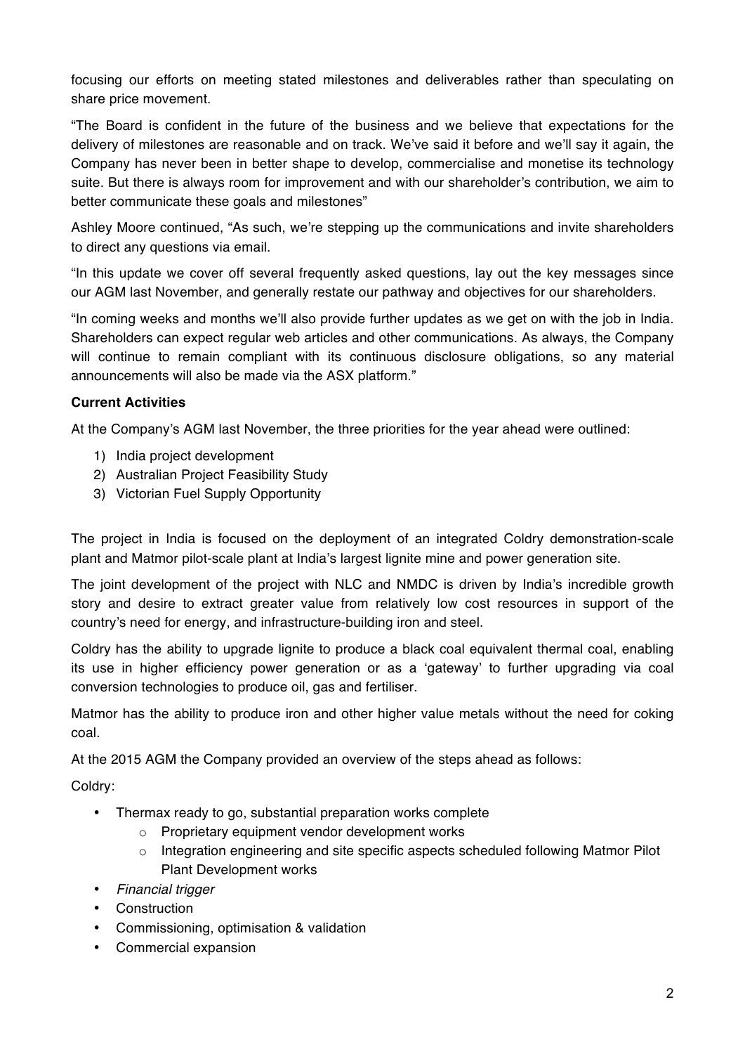focusing our efforts on meeting stated milestones and deliverables rather than speculating on share price movement.

"The Board is confident in the future of the business and we believe that expectations for the delivery of milestones are reasonable and on track. We've said it before and we'll say it again, the Company has never been in better shape to develop, commercialise and monetise its technology suite. But there is always room for improvement and with our shareholder's contribution, we aim to better communicate these goals and milestones"

Ashley Moore continued, "As such, we're stepping up the communications and invite shareholders to direct any questions via email.

"In this update we cover off several frequently asked questions, lay out the key messages since our AGM last November, and generally restate our pathway and objectives for our shareholders.

"In coming weeks and months we'll also provide further updates as we get on with the job in India. Shareholders can expect regular web articles and other communications. As always, the Company will continue to remain compliant with its continuous disclosure obligations, so any material announcements will also be made via the ASX platform."

**Current Activities**

At the Company's AGM last November, the three priorities for the year ahead were outlined:

1) India project development
2) Australian Project Feasibility Study
3) Victorian Fuel Supply Opportunity

The project in India is focused on the deployment of an integrated Coldry demonstration-scale plant and Matmor pilot-scale plant at India's largest lignite mine and power generation site.

The joint development of the project with NLC and NMDC is driven by India's incredible growth story and desire to extract greater value from relatively low cost resources in support of the country's need for energy, and infrastructure-building iron and steel.

Coldry has the ability to upgrade lignite to produce a black coal equivalent thermal coal, enabling its use in higher efficiency power generation or as a 'gateway' to further upgrading via coal conversion technologies to produce oil, gas and fertiliser.

Matmor has the ability to produce iron and other higher value metals without the need for coking coal.

At the 2015 AGM the Company provided an overview of the steps ahead as follows:

Coldry:

- Thermax ready to go, substantial preparation works complete
  - Proprietary equipment vendor development works
  - Integration engineering and site specific aspects scheduled following Matmor Pilot Plant Development works
- *Financial trigger*
- Construction
- Commissioning, optimisation & validation
- Commercial expansion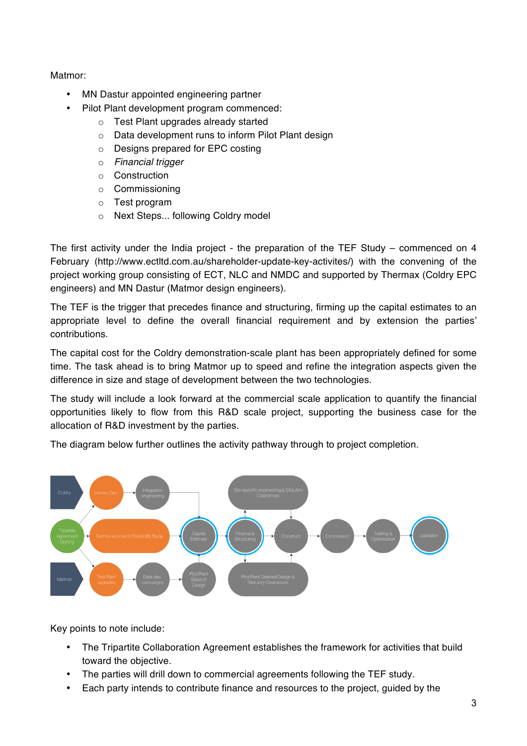Matmor:

- MN Dastur appointed engineering partner
- Pilot Plant development program commenced:
  - Test Plant upgrades already started
  - Data development runs to inform Pilot Plant design
  - Designs prepared for EPC costing
  - *Financial trigger*
  - Construction
  - Commissioning
  - Test program
  - Next Steps... following Coldry model

The first activity under the India project - the preparation of the TEF Study – commenced on 4 February (http://www.ectltd.com.au/shareholder-update-key-activites/) with the convening of the project working group consisting of ECT, NLC and NMDC and supported by Thermax (Coldry EPC engineers) and MN Dastur (Matmor design engineers).

The TEF is the trigger that precedes finance and structuring, firming up the capital estimates to an appropriate level to define the overall financial requirement and by extension the parties' contributions.

The capital cost for the Coldry demonstration-scale plant has been appropriately defined for some time. The task ahead is to bring Matmor up to speed and refine the integration aspects given the difference in size and stage of development between the two technologies.

The study will include a look forward at the commercial scale application to quantify the financial opportunities likely to flow from this R&D scale project, supporting the business case for the allocation of R&D investment by the parties.

The diagram below further outlines the activity pathway through to project completion.

Coldry → Vendor Dev. → Integration engineering → Capital Estimate

Tripartite Agreement Signing → Techno-economic Feasibility Study → Capital Estimate → Finance & Structuring → Construct → Commission → Testing & Optimisation → Validation

Matmor → Test Plant upgrades → Data dev. campaigns → Pilot Plant Basis of Design → Capital Estimate

Finance & Structuring → Site-specific engineering & Statutory Clearances → Construct

Finance & Structuring → Pilot Plant Detailed Design & Statutory Clearances → Construct

Key points to note include:

- The Tripartite Collaboration Agreement establishes the framework for activities that build toward the objective.
- The parties will drill down to commercial agreements following the TEF study.
- Each party intends to contribute finance and resources to the project, guided by the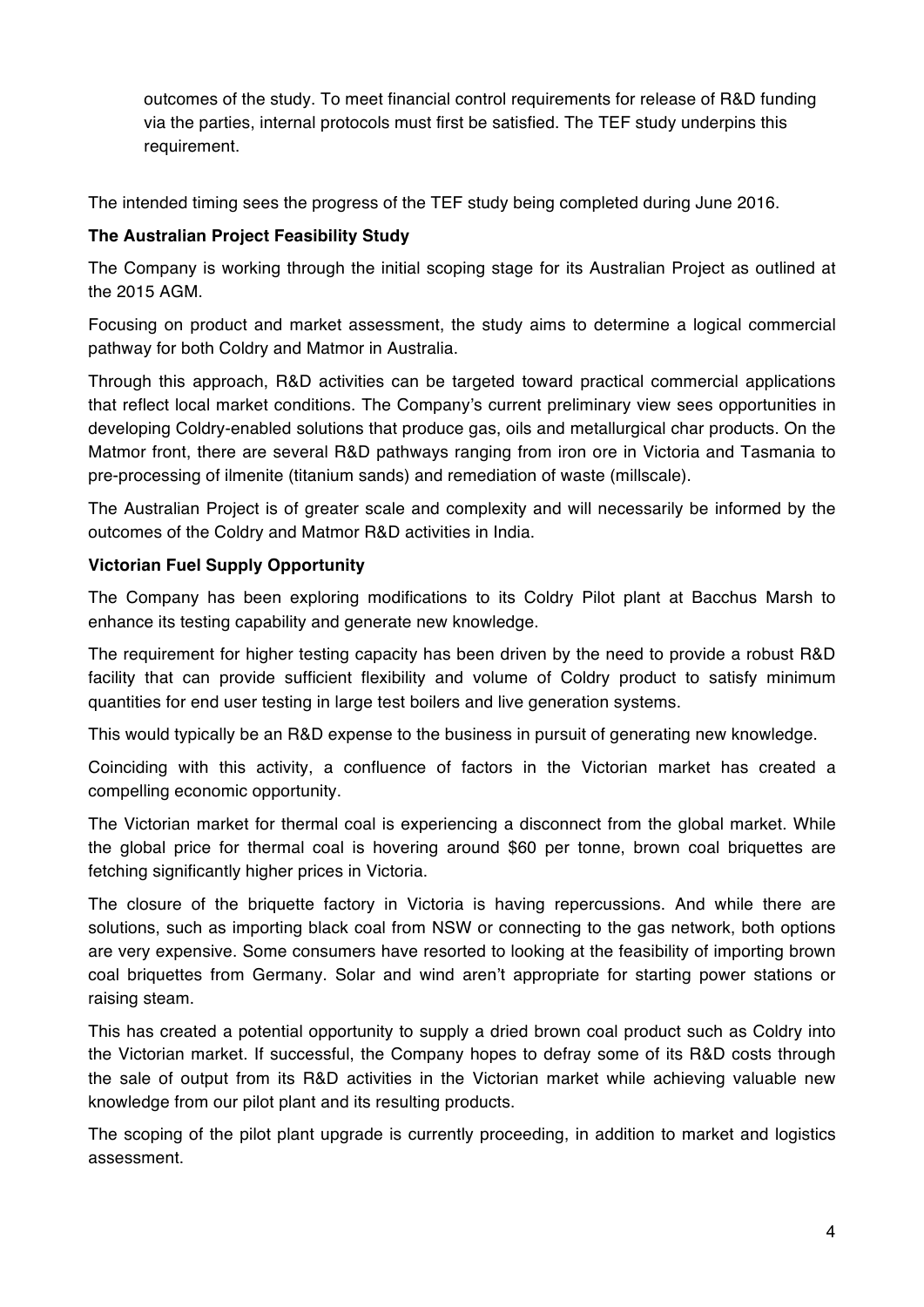outcomes of the study. To meet financial control requirements for release of R&D funding via the parties, internal protocols must first be satisfied. The TEF study underpins this requirement.

The intended timing sees the progress of the TEF study being completed during June 2016.

**The Australian Project Feasibility Study**

The Company is working through the initial scoping stage for its Australian Project as outlined at the 2015 AGM.

Focusing on product and market assessment, the study aims to determine a logical commercial pathway for both Coldry and Matmor in Australia.

Through this approach, R&D activities can be targeted toward practical commercial applications that reflect local market conditions. The Company's current preliminary view sees opportunities in developing Coldry-enabled solutions that produce gas, oils and metallurgical char products. On the Matmor front, there are several R&D pathways ranging from iron ore in Victoria and Tasmania to pre-processing of ilmenite (titanium sands) and remediation of waste (millscale).

The Australian Project is of greater scale and complexity and will necessarily be informed by the outcomes of the Coldry and Matmor R&D activities in India.

**Victorian Fuel Supply Opportunity**

The Company has been exploring modifications to its Coldry Pilot plant at Bacchus Marsh to enhance its testing capability and generate new knowledge.

The requirement for higher testing capacity has been driven by the need to provide a robust R&D facility that can provide sufficient flexibility and volume of Coldry product to satisfy minimum quantities for end user testing in large test boilers and live generation systems.

This would typically be an R&D expense to the business in pursuit of generating new knowledge.

Coinciding with this activity, a confluence of factors in the Victorian market has created a compelling economic opportunity.

The Victorian market for thermal coal is experiencing a disconnect from the global market. While the global price for thermal coal is hovering around $60 per tonne, brown coal briquettes are fetching significantly higher prices in Victoria.

The closure of the briquette factory in Victoria is having repercussions. And while there are solutions, such as importing black coal from NSW or connecting to the gas network, both options are very expensive. Some consumers have resorted to looking at the feasibility of importing brown coal briquettes from Germany. Solar and wind aren't appropriate for starting power stations or raising steam.

This has created a potential opportunity to supply a dried brown coal product such as Coldry into the Victorian market. If successful, the Company hopes to defray some of its R&D costs through the sale of output from its R&D activities in the Victorian market while achieving valuable new knowledge from our pilot plant and its resulting products.

The scoping of the pilot plant upgrade is currently proceeding, in addition to market and logistics assessment.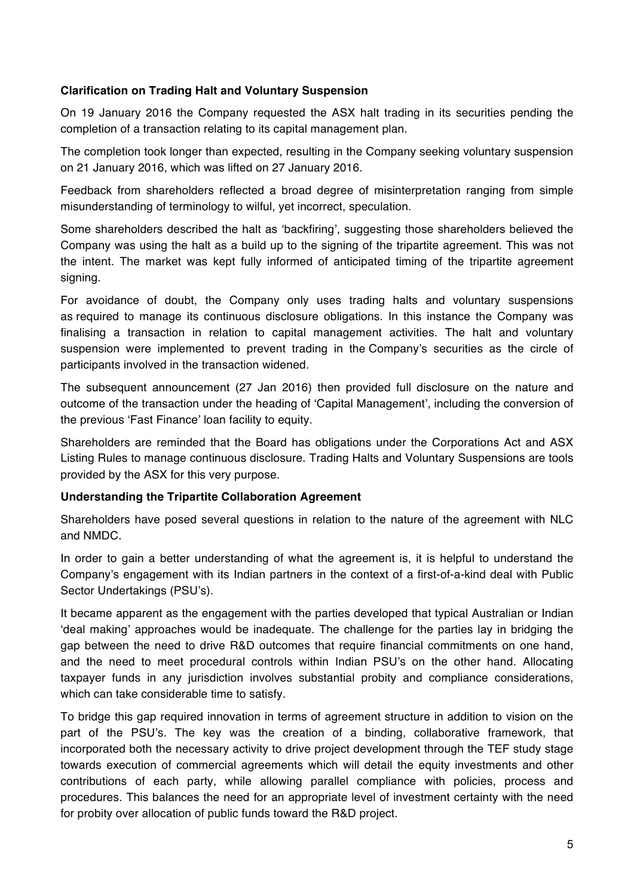**Clarification on Trading Halt and Voluntary Suspension**

On 19 January 2016 the Company requested the ASX halt trading in its securities pending the completion of a transaction relating to its capital management plan.

The completion took longer than expected, resulting in the Company seeking voluntary suspension on 21 January 2016, which was lifted on 27 January 2016.

Feedback from shareholders reflected a broad degree of misinterpretation ranging from simple misunderstanding of terminology to wilful, yet incorrect, speculation.

Some shareholders described the halt as 'backfiring', suggesting those shareholders believed the Company was using the halt as a build up to the signing of the tripartite agreement. This was not the intent. The market was kept fully informed of anticipated timing of the tripartite agreement signing.

For avoidance of doubt, the Company only uses trading halts and voluntary suspensions as required to manage its continuous disclosure obligations. In this instance the Company was finalising a transaction in relation to capital management activities. The halt and voluntary suspension were implemented to prevent trading in the Company's securities as the circle of participants involved in the transaction widened.

The subsequent announcement (27 Jan 2016) then provided full disclosure on the nature and outcome of the transaction under the heading of 'Capital Management', including the conversion of the previous 'Fast Finance' loan facility to equity.

Shareholders are reminded that the Board has obligations under the Corporations Act and ASX Listing Rules to manage continuous disclosure. Trading Halts and Voluntary Suspensions are tools provided by the ASX for this very purpose.

**Understanding the Tripartite Collaboration Agreement**

Shareholders have posed several questions in relation to the nature of the agreement with NLC and NMDC.

In order to gain a better understanding of what the agreement is, it is helpful to understand the Company's engagement with its Indian partners in the context of a first-of-a-kind deal with Public Sector Undertakings (PSU's).

It became apparent as the engagement with the parties developed that typical Australian or Indian 'deal making' approaches would be inadequate. The challenge for the parties lay in bridging the gap between the need to drive R&D outcomes that require financial commitments on one hand, and the need to meet procedural controls within Indian PSU's on the other hand. Allocating taxpayer funds in any jurisdiction involves substantial probity and compliance considerations, which can take considerable time to satisfy.

To bridge this gap required innovation in terms of agreement structure in addition to vision on the part of the PSU's. The key was the creation of a binding, collaborative framework, that incorporated both the necessary activity to drive project development through the TEF study stage towards execution of commercial agreements which will detail the equity investments and other contributions of each party, while allowing parallel compliance with policies, process and procedures. This balances the need for an appropriate level of investment certainty with the need for probity over allocation of public funds toward the R&D project.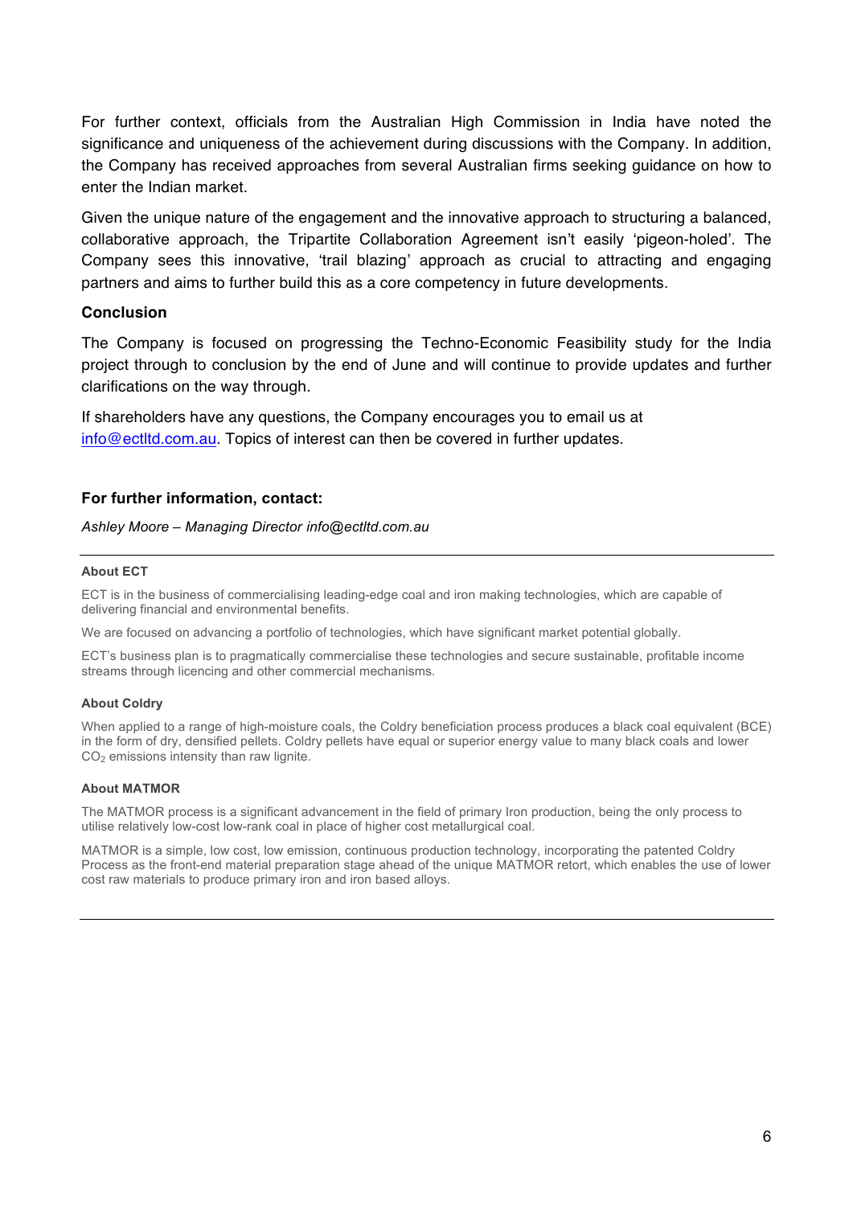For further context, officials from the Australian High Commission in India have noted the significance and uniqueness of the achievement during discussions with the Company. In addition, the Company has received approaches from several Australian firms seeking guidance on how to enter the Indian market.

Given the unique nature of the engagement and the innovative approach to structuring a balanced, collaborative approach, the Tripartite Collaboration Agreement isn't easily 'pigeon-holed'. The Company sees this innovative, 'trail blazing' approach as crucial to attracting and engaging partners and aims to further build this as a core competency in future developments.

### Conclusion

The Company is focused on progressing the Techno-Economic Feasibility study for the India project through to conclusion by the end of June and will continue to provide updates and further clarifications on the way through.

If shareholders have any questions, the Company encourages you to email us at info@ectltd.com.au. Topics of interest can then be covered in further updates.

**For further information, contact:**

*Ashley Moore – Managing Director info@ectltd.com.au*

---

#### About ECT

ECT is in the business of commercialising leading-edge coal and iron making technologies, which are capable of delivering financial and environmental benefits.

We are focused on advancing a portfolio of technologies, which have significant market potential globally.

ECT's business plan is to pragmatically commercialise these technologies and secure sustainable, profitable income streams through licencing and other commercial mechanisms.

#### About Coldry

When applied to a range of high-moisture coals, the Coldry beneficiation process produces a black coal equivalent (BCE) in the form of dry, densified pellets. Coldry pellets have equal or superior energy value to many black coals and lower $CO_2$ emissions intensity than raw lignite.

#### About MATMOR

The MATMOR process is a significant advancement in the field of primary Iron production, being the only process to utilise relatively low-cost low-rank coal in place of higher cost metallurgical coal.

MATMOR is a simple, low cost, low emission, continuous production technology, incorporating the patented Coldry Process as the front-end material preparation stage ahead of the unique MATMOR retort, which enables the use of lower cost raw materials to produce primary iron and iron based alloys.

---